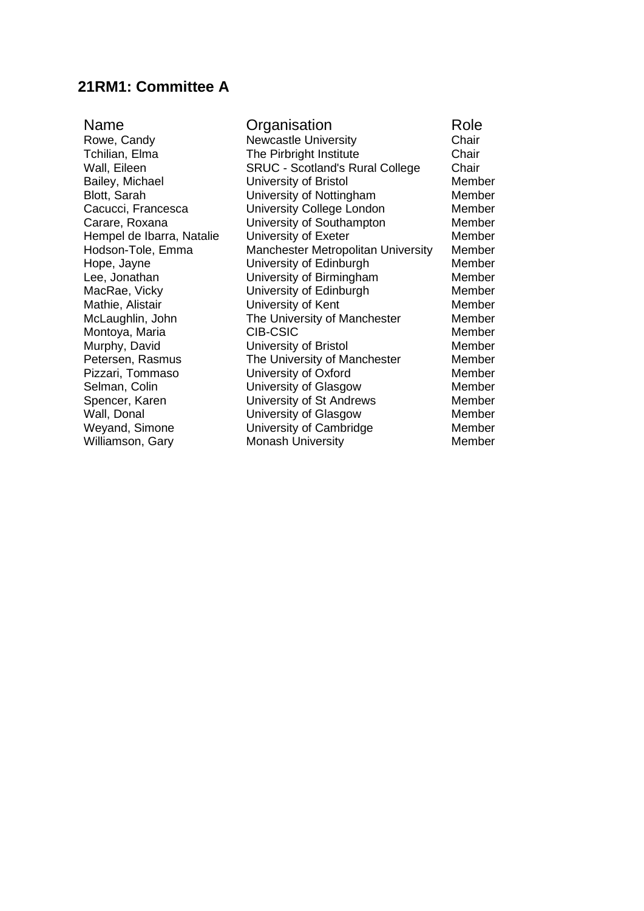## 21RM1: Committee A

| Name | Organisation | Role |
| --- | --- | --- |
| Rowe, Candy | Newcastle University | Chair |
| Tchilian, Elma | The Pirbright Institute | Chair |
| Wall, Eileen | SRUC - Scotland's Rural College | Chair |
| Bailey, Michael | University of Bristol | Member |
| Blott, Sarah | University of Nottingham | Member |
| Cacucci, Francesca | University College London | Member |
| Carare, Roxana | University of Southampton | Member |
| Hempel de Ibarra, Natalie | University of Exeter | Member |
| Hodson-Tole, Emma | Manchester Metropolitan University | Member |
| Hope, Jayne | University of Edinburgh | Member |
| Lee, Jonathan | University of Birmingham | Member |
| MacRae, Vicky | University of Edinburgh | Member |
| Mathie, Alistair | University of Kent | Member |
| McLaughlin, John | The University of Manchester | Member |
| Montoya, Maria | CIB-CSIC | Member |
| Murphy, David | University of Bristol | Member |
| Petersen, Rasmus | The University of Manchester | Member |
| Pizzari, Tommaso | University of Oxford | Member |
| Selman, Colin | University of Glasgow | Member |
| Spencer, Karen | University of St Andrews | Member |
| Wall, Donal | University of Glasgow | Member |
| Weyand, Simone | University of Cambridge | Member |
| Williamson, Gary | Monash University | Member |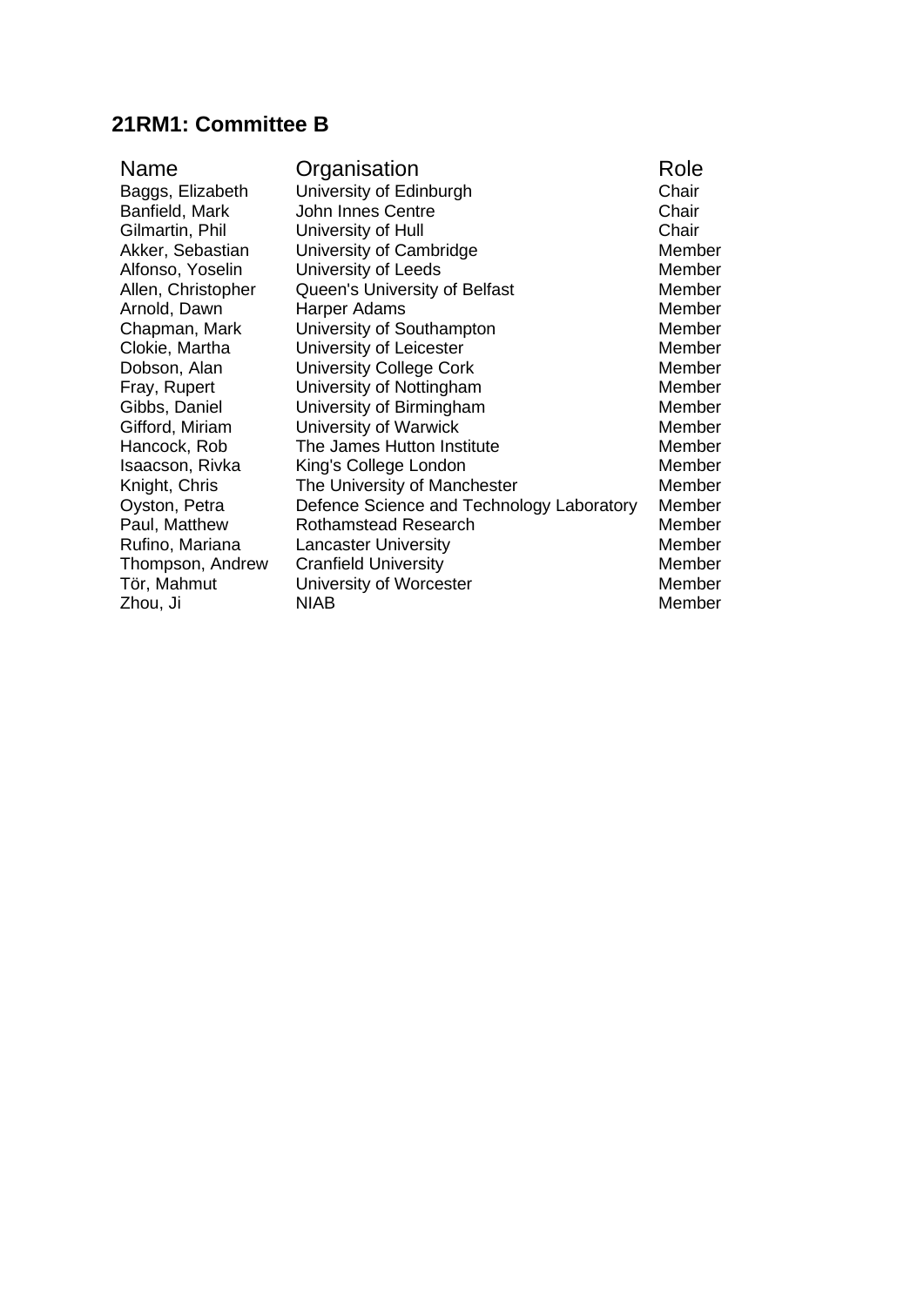## 21RM1: Committee B

| Name | Organisation | Role |
| --- | --- | --- |
| Baggs, Elizabeth | University of Edinburgh | Chair |
| Banfield, Mark | John Innes Centre | Chair |
| Gilmartin, Phil | University of Hull | Chair |
| Akker, Sebastian | University of Cambridge | Member |
| Alfonso, Yoselin | University of Leeds | Member |
| Allen, Christopher | Queen's University of Belfast | Member |
| Arnold, Dawn | Harper Adams | Member |
| Chapman, Mark | University of Southampton | Member |
| Clokie, Martha | University of Leicester | Member |
| Dobson, Alan | University College Cork | Member |
| Fray, Rupert | University of Nottingham | Member |
| Gibbs, Daniel | University of Birmingham | Member |
| Gifford, Miriam | University of Warwick | Member |
| Hancock, Rob | The James Hutton Institute | Member |
| Isaacson, Rivka | King's College London | Member |
| Knight, Chris | The University of Manchester | Member |
| Oyston, Petra | Defence Science and Technology Laboratory | Member |
| Paul, Matthew | Rothamstead Research | Member |
| Rufino, Mariana | Lancaster University | Member |
| Thompson, Andrew | Cranfield University | Member |
| Tör, Mahmut | University of Worcester | Member |
| Zhou, Ji | NIAB | Member |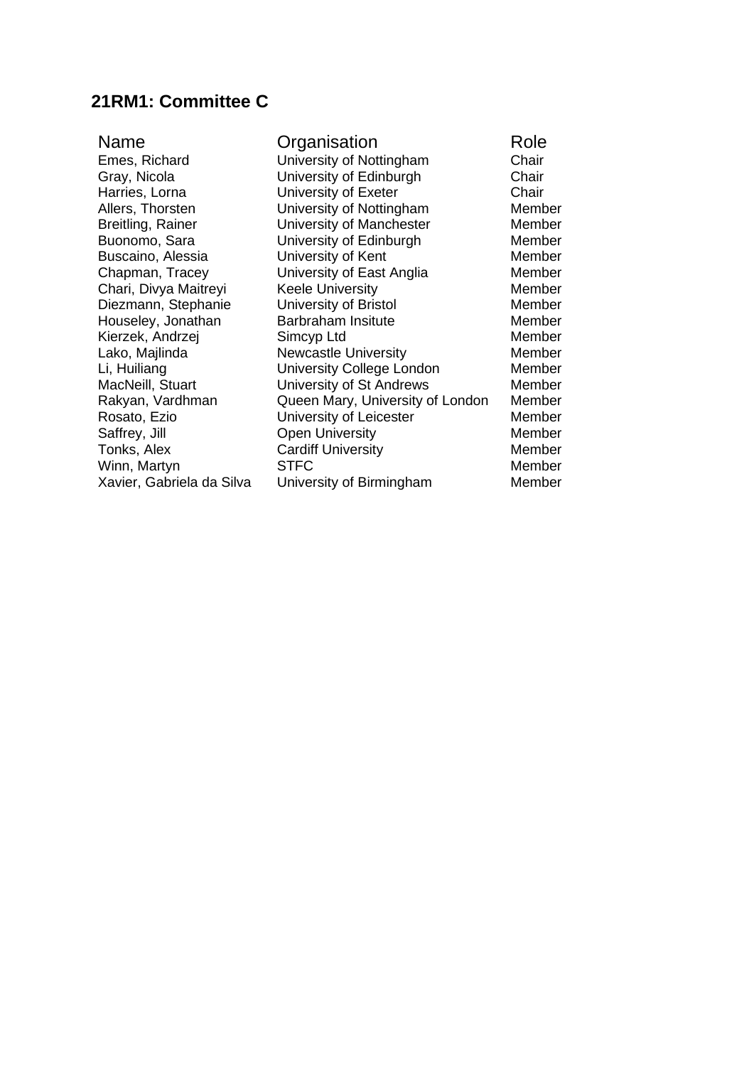## 21RM1: Committee C

| Name | Organisation | Role |
| --- | --- | --- |
| Emes, Richard | University of Nottingham | Chair |
| Gray, Nicola | University of Edinburgh | Chair |
| Harries, Lorna | University of Exeter | Chair |
| Allers, Thorsten | University of Nottingham | Member |
| Breitling, Rainer | University of Manchester | Member |
| Buonomo, Sara | University of Edinburgh | Member |
| Buscaino, Alessia | University of Kent | Member |
| Chapman, Tracey | University of East Anglia | Member |
| Chari, Divya Maitreyi | Keele University | Member |
| Diezmann, Stephanie | University of Bristol | Member |
| Houseley, Jonathan | Barbraham Insitute | Member |
| Kierzek, Andrzej | Simcyp Ltd | Member |
| Lako, Majlinda | Newcastle University | Member |
| Li, Huiliang | University College London | Member |
| MacNeill, Stuart | University of St Andrews | Member |
| Rakyan, Vardhman | Queen Mary, University of London | Member |
| Rosato, Ezio | University of Leicester | Member |
| Saffrey, Jill | Open University | Member |
| Tonks, Alex | Cardiff University | Member |
| Winn, Martyn | STFC | Member |
| Xavier, Gabriela da Silva | University of Birmingham | Member |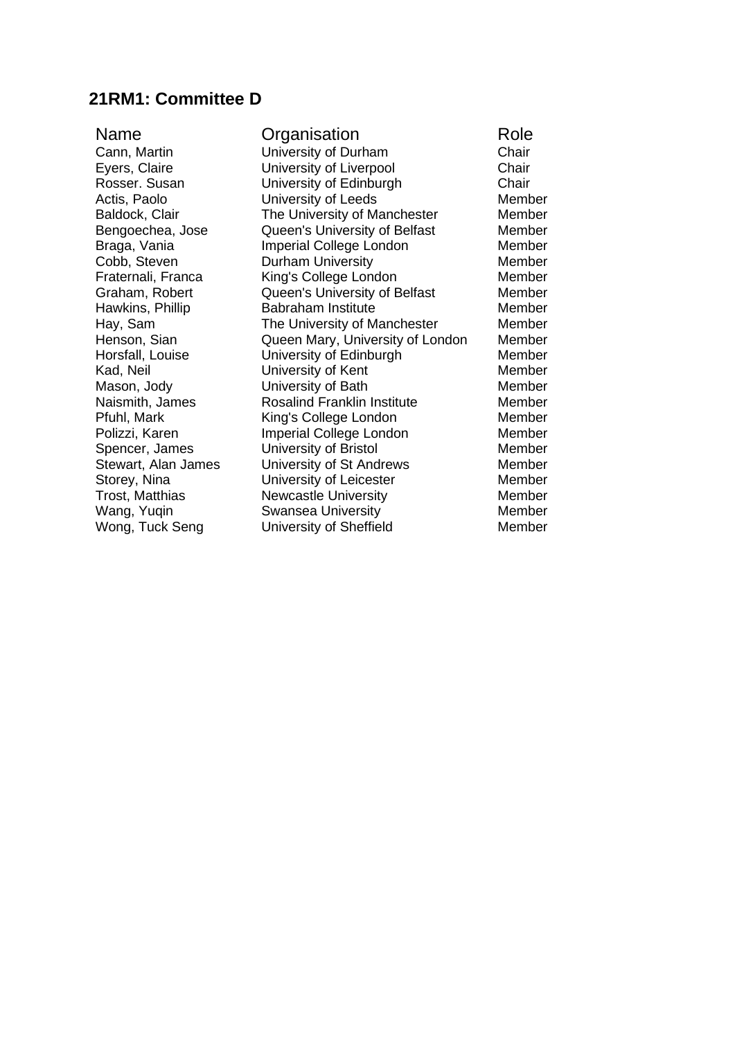## 21RM1: Committee D

| Name | Organisation | Role |
|---|---|---|
| Cann, Martin | University of Durham | Chair |
| Eyers, Claire | University of Liverpool | Chair |
| Rosser. Susan | University of Edinburgh | Chair |
| Actis, Paolo | University of Leeds | Member |
| Baldock, Clair | The University of Manchester | Member |
| Bengoechea, Jose | Queen's University of Belfast | Member |
| Braga, Vania | Imperial College London | Member |
| Cobb, Steven | Durham University | Member |
| Fraternali, Franca | King's College London | Member |
| Graham, Robert | Queen's University of Belfast | Member |
| Hawkins, Phillip | Babraham Institute | Member |
| Hay, Sam | The University of Manchester | Member |
| Henson, Sian | Queen Mary, University of London | Member |
| Horsfall, Louise | University of Edinburgh | Member |
| Kad, Neil | University of Kent | Member |
| Mason, Jody | University of Bath | Member |
| Naismith, James | Rosalind Franklin Institute | Member |
| Pfuhl, Mark | King's College London | Member |
| Polizzi, Karen | Imperial College London | Member |
| Spencer, James | University of Bristol | Member |
| Stewart, Alan James | University of St Andrews | Member |
| Storey, Nina | University of Leicester | Member |
| Trost, Matthias | Newcastle University | Member |
| Wang, Yuqin | Swansea University | Member |
| Wong, Tuck Seng | University of Sheffield | Member |